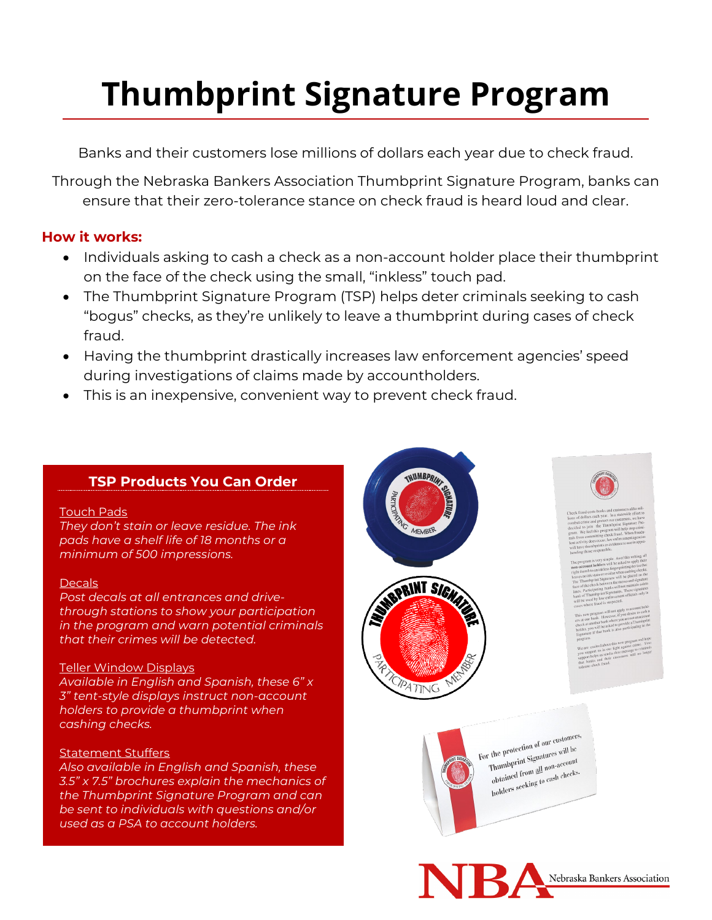# Thumbprint Signature Program

Banks and their customers lose millions of dollars each year due to check fraud.

Through the Nebraska Bankers Association Thumbprint Signature Program, banks can ensure that their zero-tolerance stance on check fraud is heard loud and clear.

## How it works:

- Individuals asking to cash a check as a non-account holder place their thumbprint on the face of the check using the small, "inkless" touch pad.
- The Thumbprint Signature Program (TSP) helps deter criminals seeking to cash "bogus" checks, as they're unlikely to leave a thumbprint during cases of check fraud.
- Having the thumbprint drastically increases law enforcement agencies' speed during investigations of claims made by accountholders.
- This is an inexpensive, convenient way to prevent check fraud.

### TSP Products You Can Order

Touch Pads
*They don't stain or leave residue. The ink pads have a shelf life of 18 months or a minimum of 500 impressions.*

Decals
*Post decals at all entrances and drive-through stations to show your participation in the program and warn potential criminals that their crimes will be detected.*

Teller Window Displays
*Available in English and Spanish, these 6" x 3" tent-style displays instruct non-account holders to provide a thumbprint when cashing checks.*

Statement Stuffers
*Also available in English and Spanish, these 3.5" x 7.5" brochures explain the mechanics of the Thumbprint Signature Program and can be sent to individuals with questions and/or used as a PSA to account holders.*

NBA Nebraska Bankers Association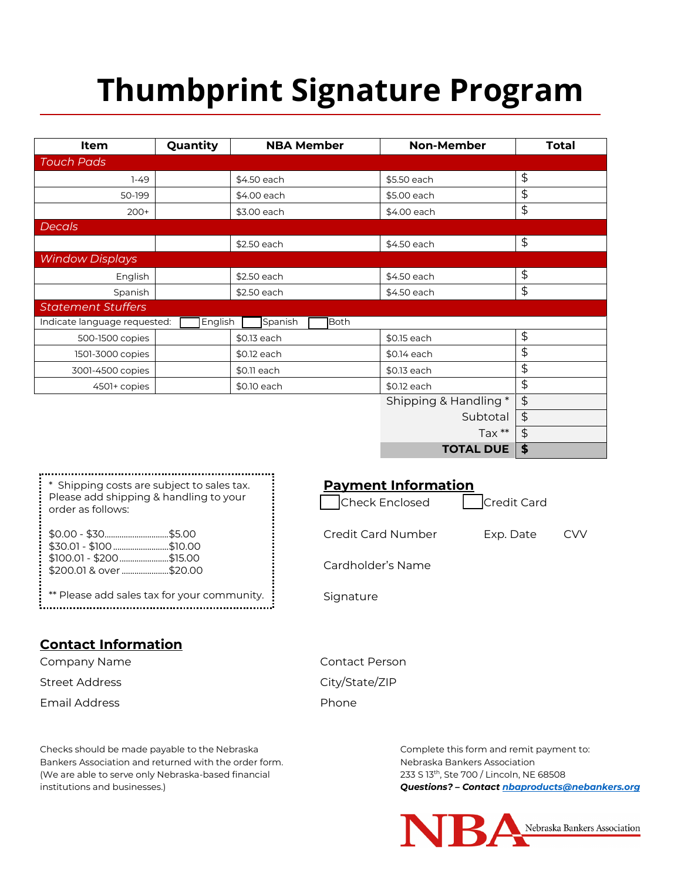# Thumbprint Signature Program

| Item | Quantity | NBA Member | Non-Member | Total |
|---|---|---|---|---|
| *Touch Pads* | | | | |
| 1-49 | | $4.50 each | $5.50 each | $ |
| 50-199 | | $4.00 each | $5.00 each | $ |
| 200+ | | $3.00 each | $4.00 each | $ |
| *Decals* | | | | |
| | | $2.50 each | $4.50 each | $ |
| *Window Displays* | | | | |
| English | | $2.50 each | $4.50 each | $ |
| Spanish | | $2.50 each | $4.50 each | $ |
| *Statement Stuffers* | | | | |
| Indicate language requested: ☐ English ☐ Spanish ☐ Both | | | | |
| 500-1500 copies | | $0.13 each | $0.15 each | $ |
| 1501-3000 copies | | $0.12 each | $0.14 each | $ |
| 3001-4500 copies | | $0.11 each | $0.13 each | $ |
| 4501+ copies | | $0.10 each | $0.12 each | $ |
| | | | Shipping & Handling * | $ |
| | | | Subtotal | $ |
| | | | Tax ** | $ |
| | | | **TOTAL DUE** | **$** |

\* Shipping costs are subject to sales tax. Please add shipping & handling to your order as follows:

$0.00 - $30 .............................. $5.00
$30.01 - $100 .......................... $10.00
$100.01 - $200 ........................ $15.00
$200.01 & over ....................... $20.00

** Please add sales tax for your community.

## Payment Information

☐ Check Enclosed ☐ Credit Card

Credit Card Number Exp. Date CVV

Cardholder's Name

Signature

## Contact Information

Company Name

Street Address

Email Address

Contact Person

City/State/ZIP

Phone

Checks should be made payable to the Nebraska Bankers Association and returned with the order form. (We are able to serve only Nebraska-based financial institutions and businesses.)

Complete this form and remit payment to:
Nebraska Bankers Association
233 S 13th, Ste 700 / Lincoln, NE 68508
***Questions? – Contact nbaproducts@nebankers.org***

NBA Nebraska Bankers Association